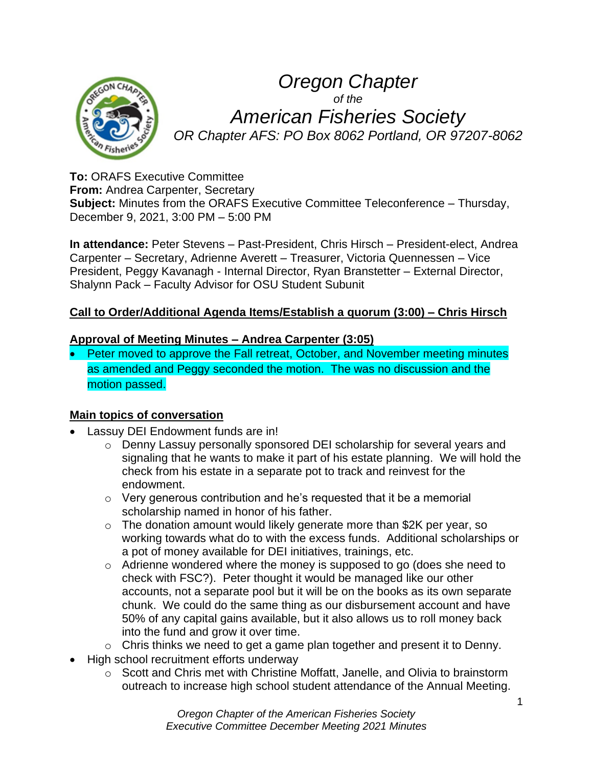# Oregon Chapter
*of the*
# American Fisheries Society
*OR Chapter AFS: PO Box 8062 Portland, OR 97207-8062*

**To:** ORAFS Executive Committee
**From:** Andrea Carpenter, Secretary
**Subject:** Minutes from the ORAFS Executive Committee Teleconference – Thursday, December 9, 2021, 3:00 PM – 5:00 PM

**In attendance:** Peter Stevens – Past-President, Chris Hirsch – President-elect, Andrea Carpenter – Secretary, Adrienne Averett – Treasurer, Victoria Quennessen – Vice President, Peggy Kavanagh - Internal Director, Ryan Branstetter – External Director, Shalynn Pack – Faculty Advisor for OSU Student Subunit

**Call to Order/Additional Agenda Items/Establish a quorum (3:00) – Chris Hirsch**

**Approval of Meeting Minutes – Andrea Carpenter (3:05)**

- Peter moved to approve the Fall retreat, October, and November meeting minutes as amended and Peggy seconded the motion. The was no discussion and the motion passed.

**Main topics of conversation**

- Lassuy DEI Endowment funds are in!
  - Denny Lassuy personally sponsored DEI scholarship for several years and signaling that he wants to make it part of his estate planning. We will hold the check from his estate in a separate pot to track and reinvest for the endowment.
  - Very generous contribution and he's requested that it be a memorial scholarship named in honor of his father.
  - The donation amount would likely generate more than $2K per year, so working towards what do to with the excess funds. Additional scholarships or a pot of money available for DEI initiatives, trainings, etc.
  - Adrienne wondered where the money is supposed to go (does she need to check with FSC?). Peter thought it would be managed like our other accounts, not a separate pool but it will be on the books as its own separate chunk. We could do the same thing as our disbursement account and have 50% of any capital gains available, but it also allows us to roll money back into the fund and grow it over time.
  - Chris thinks we need to get a game plan together and present it to Denny.
- High school recruitment efforts underway
  - Scott and Chris met with Christine Moffatt, Janelle, and Olivia to brainstorm outreach to increase high school student attendance of the Annual Meeting.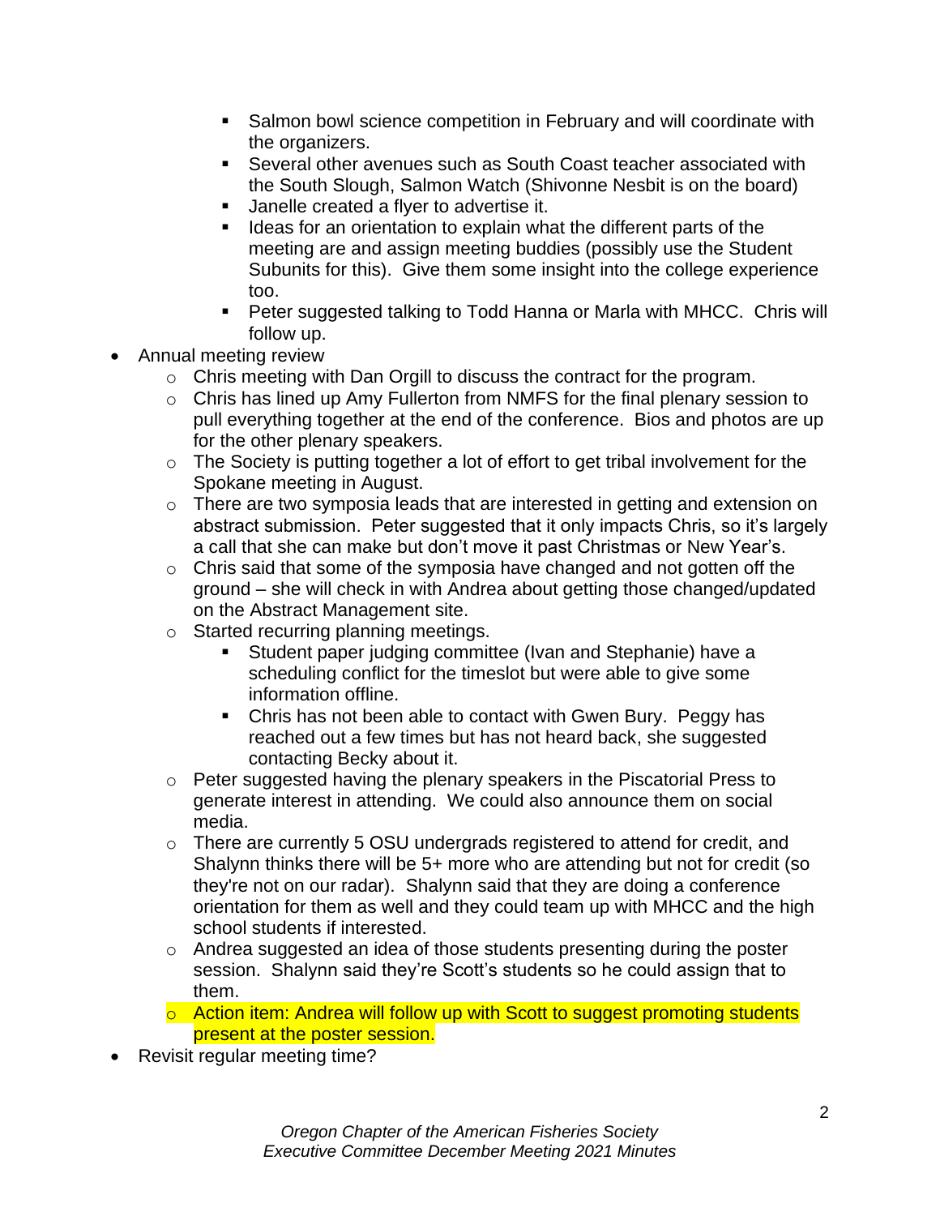- Salmon bowl science competition in February and will coordinate with the organizers.
        - Several other avenues such as South Coast teacher associated with the South Slough, Salmon Watch (Shivonne Nesbit is on the board)
        - Janelle created a flyer to advertise it.
        - Ideas for an orientation to explain what the different parts of the meeting are and assign meeting buddies (possibly use the Student Subunits for this). Give them some insight into the college experience too.
        - Peter suggested talking to Todd Hanna or Marla with MHCC. Chris will follow up.
- Annual meeting review
    - Chris meeting with Dan Orgill to discuss the contract for the program.
    - Chris has lined up Amy Fullerton from NMFS for the final plenary session to pull everything together at the end of the conference. Bios and photos are up for the other plenary speakers.
    - The Society is putting together a lot of effort to get tribal involvement for the Spokane meeting in August.
    - There are two symposia leads that are interested in getting and extension on abstract submission. Peter suggested that it only impacts Chris, so it's largely a call that she can make but don't move it past Christmas or New Year's.
    - Chris said that some of the symposia have changed and not gotten off the ground – she will check in with Andrea about getting those changed/updated on the Abstract Management site.
    - Started recurring planning meetings.
        - Student paper judging committee (Ivan and Stephanie) have a scheduling conflict for the timeslot but were able to give some information offline.
        - Chris has not been able to contact with Gwen Bury. Peggy has reached out a few times but has not heard back, she suggested contacting Becky about it.
    - Peter suggested having the plenary speakers in the Piscatorial Press to generate interest in attending. We could also announce them on social media.
    - There are currently 5 OSU undergrads registered to attend for credit, and Shalynn thinks there will be 5+ more who are attending but not for credit (so they're not on our radar). Shalynn said that they are doing a conference orientation for them as well and they could team up with MHCC and the high school students if interested.
    - Andrea suggested an idea of those students presenting during the poster session. Shalynn said they're Scott's students so he could assign that to them.
    - Action item: Andrea will follow up with Scott to suggest promoting students present at the poster session.
- Revisit regular meeting time?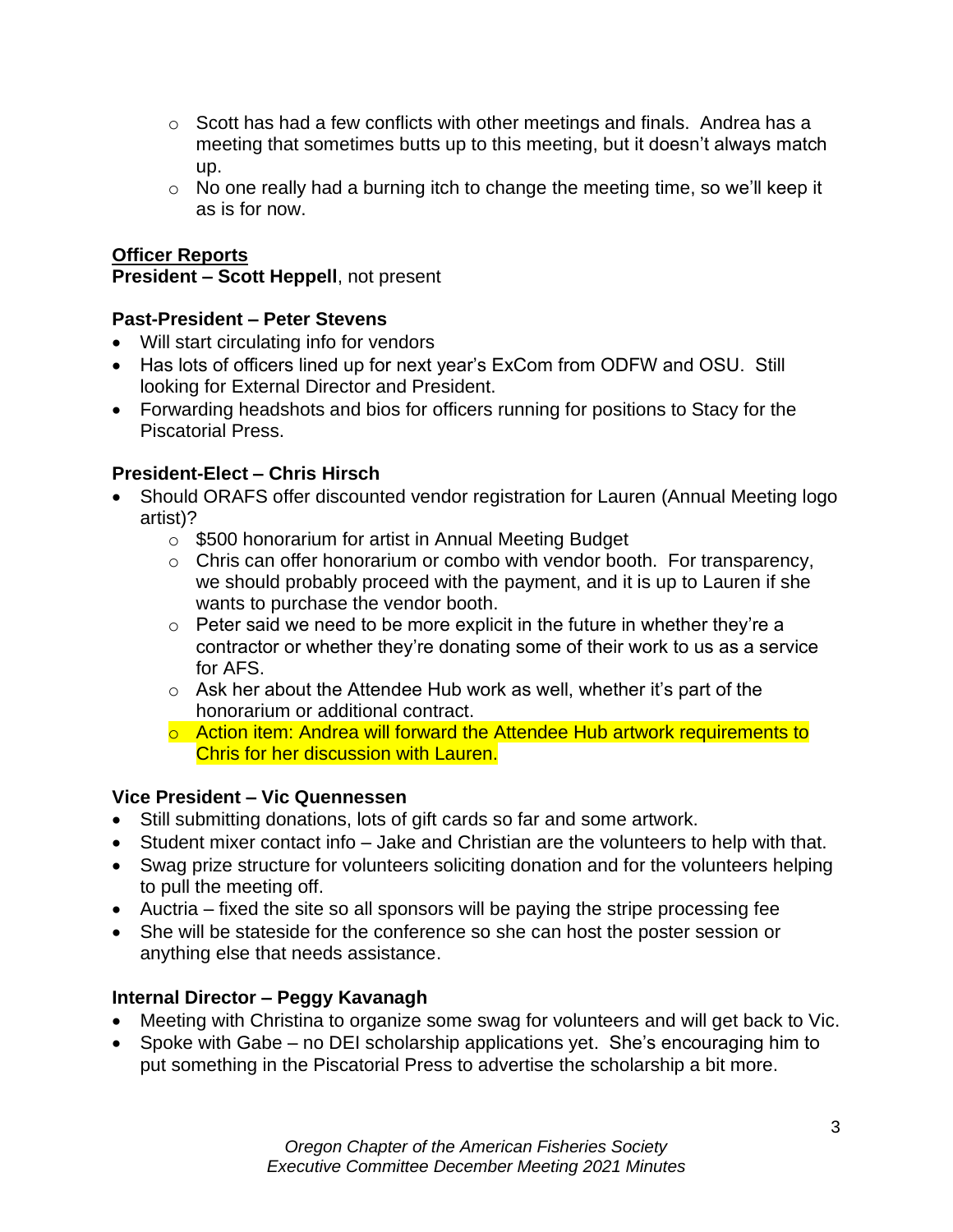- Scott has had a few conflicts with other meetings and finals. Andrea has a meeting that sometimes butts up to this meeting, but it doesn't always match up.
  - No one really had a burning itch to change the meeting time, so we'll keep it as is for now.

**Officer Reports**

**President – Scott Heppell**, not present

**Past-President – Peter Stevens**

- Will start circulating info for vendors
- Has lots of officers lined up for next year's ExCom from ODFW and OSU. Still looking for External Director and President.
- Forwarding headshots and bios for officers running for positions to Stacy for the Piscatorial Press.

**President-Elect – Chris Hirsch**

- Should ORAFS offer discounted vendor registration for Lauren (Annual Meeting logo artist)?
  - $500 honorarium for artist in Annual Meeting Budget
  - Chris can offer honorarium or combo with vendor booth. For transparency, we should probably proceed with the payment, and it is up to Lauren if she wants to purchase the vendor booth.
  - Peter said we need to be more explicit in the future in whether they're a contractor or whether they're donating some of their work to us as a service for AFS.
  - Ask her about the Attendee Hub work as well, whether it's part of the honorarium or additional contract.
  - Action item: Andrea will forward the Attendee Hub artwork requirements to Chris for her discussion with Lauren.

**Vice President – Vic Quennessen**

- Still submitting donations, lots of gift cards so far and some artwork.
- Student mixer contact info – Jake and Christian are the volunteers to help with that.
- Swag prize structure for volunteers soliciting donation and for the volunteers helping to pull the meeting off.
- Auctria – fixed the site so all sponsors will be paying the stripe processing fee
- She will be stateside for the conference so she can host the poster session or anything else that needs assistance.

**Internal Director – Peggy Kavanagh**

- Meeting with Christina to organize some swag for volunteers and will get back to Vic.
- Spoke with Gabe – no DEI scholarship applications yet. She's encouraging him to put something in the Piscatorial Press to advertise the scholarship a bit more.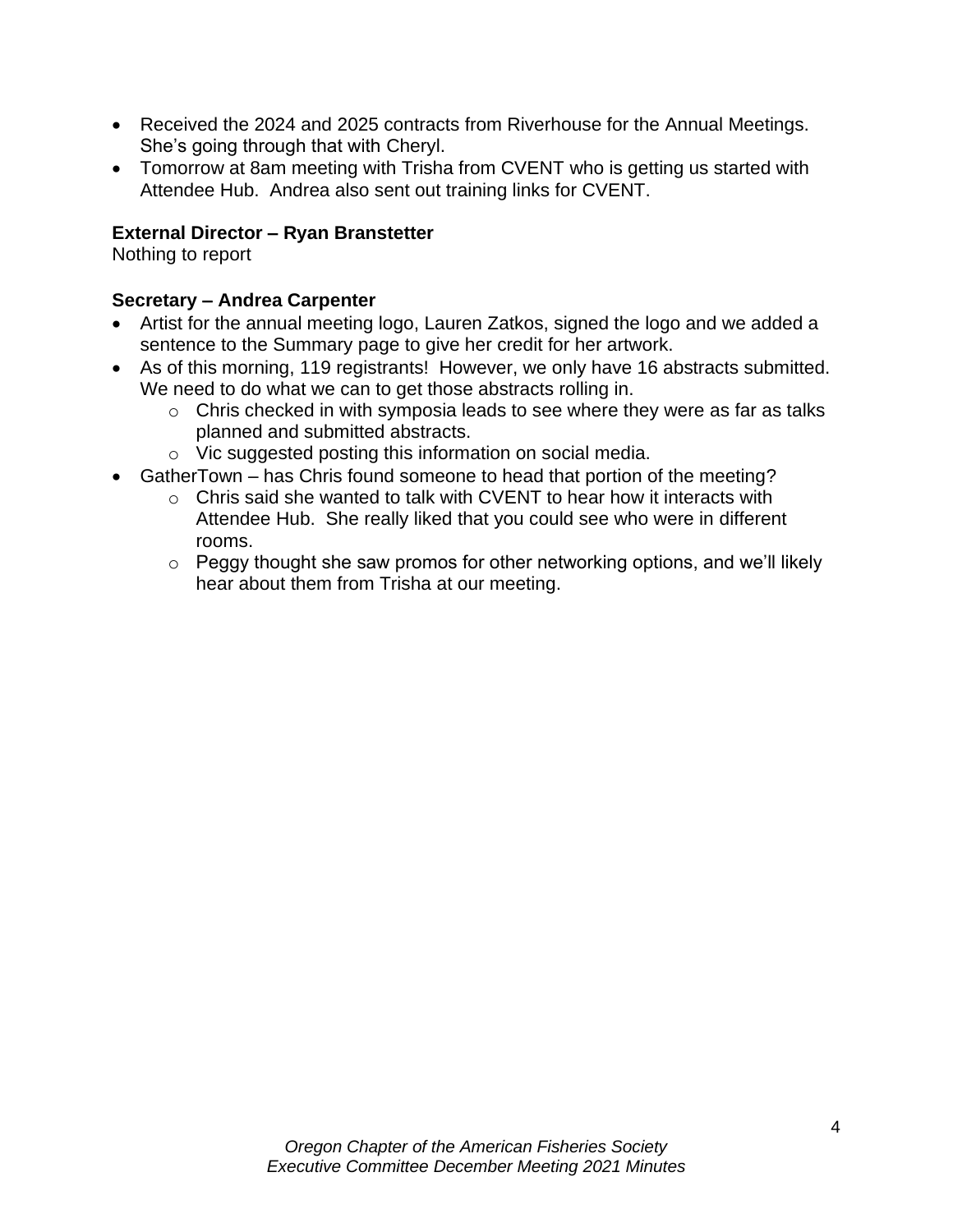- Received the 2024 and 2025 contracts from Riverhouse for the Annual Meetings. She's going through that with Cheryl.
- Tomorrow at 8am meeting with Trisha from CVENT who is getting us started with Attendee Hub. Andrea also sent out training links for CVENT.

**External Director – Ryan Branstetter**
Nothing to report

**Secretary – Andrea Carpenter**

- Artist for the annual meeting logo, Lauren Zatkos, signed the logo and we added a sentence to the Summary page to give her credit for her artwork.
- As of this morning, 119 registrants! However, we only have 16 abstracts submitted. We need to do what we can to get those abstracts rolling in.
    - Chris checked in with symposia leads to see where they were as far as talks planned and submitted abstracts.
    - Vic suggested posting this information on social media.
- GatherTown – has Chris found someone to head that portion of the meeting?
    - Chris said she wanted to talk with CVENT to hear how it interacts with Attendee Hub. She really liked that you could see who were in different rooms.
    - Peggy thought she saw promos for other networking options, and we'll likely hear about them from Trisha at our meeting.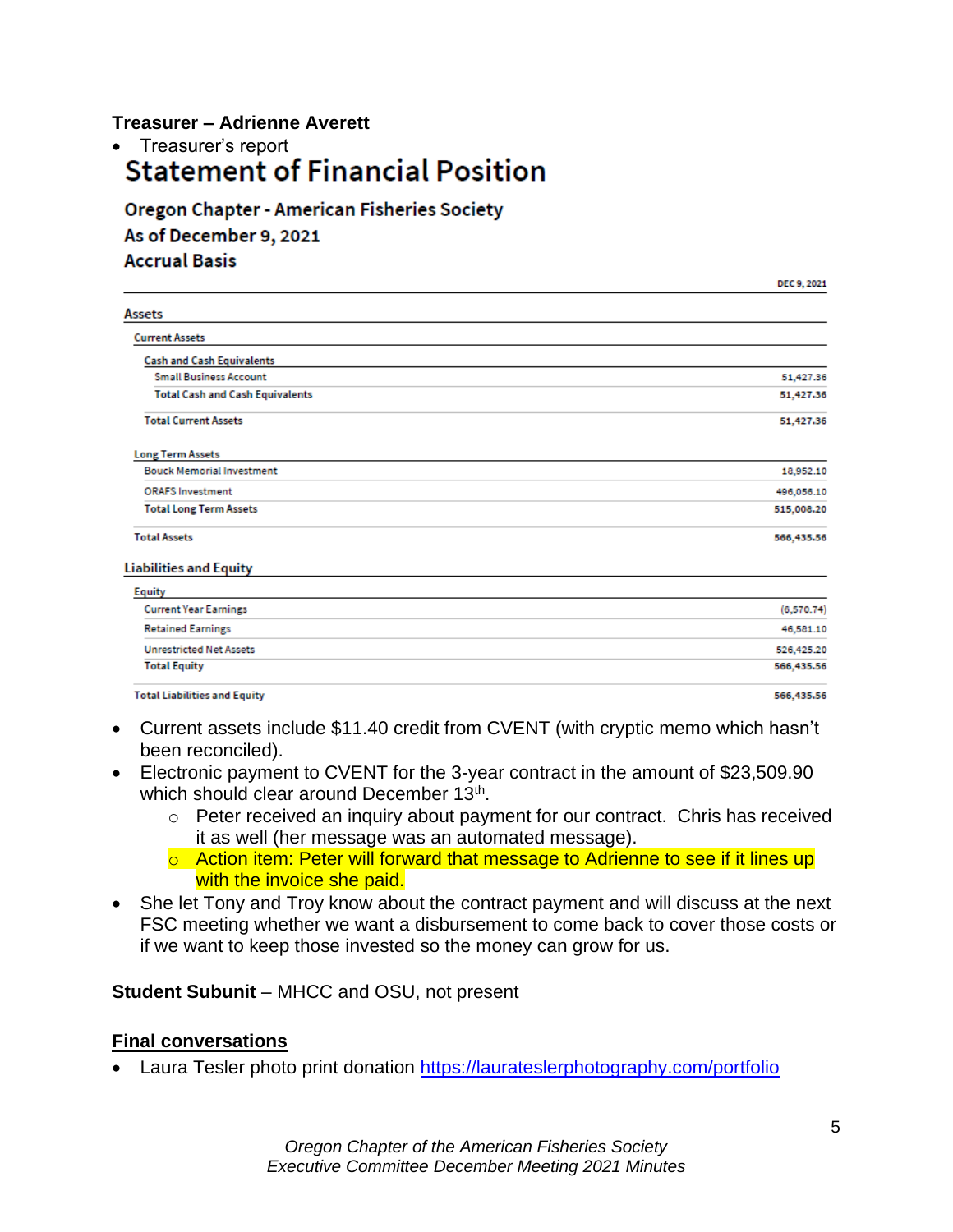**Treasurer – Adrienne Averett**

- Treasurer's report

## Statement of Financial Position

### Oregon Chapter - American Fisheries Society
### As of December 9, 2021
### Accrual Basis

| | DEC 9, 2021 |
|---|---|
| **Assets** | |
| Current Assets | |
| Cash and Cash Equivalents | |
| Small Business Account | 51,427.36 |
| Total Cash and Cash Equivalents | 51,427.36 |
| Total Current Assets | 51,427.36 |
| Long Term Assets | |
| Bouck Memorial Investment | 18,952.10 |
| ORAFS Investment | 496,056.10 |
| Total Long Term Assets | 515,008.20 |
| Total Assets | 566,435.56 |
| **Liabilities and Equity** | |
| Equity | |
| Current Year Earnings | (6,570.74) |
| Retained Earnings | 46,581.10 |
| Unrestricted Net Assets | 526,425.20 |
| Total Equity | 566,435.56 |
| Total Liabilities and Equity | 566,435.56 |

- Current assets include $11.40 credit from CVENT (with cryptic memo which hasn't been reconciled).
- Electronic payment to CVENT for the 3-year contract in the amount of $23,509.90 which should clear around December 13th.
  - Peter received an inquiry about payment for our contract. Chris has received it as well (her message was an automated message).
  - Action item: Peter will forward that message to Adrienne to see if it lines up with the invoice she paid.
- She let Tony and Troy know about the contract payment and will discuss at the next FSC meeting whether we want a disbursement to come back to cover those costs or if we want to keep those invested so the money can grow for us.

**Student Subunit** – MHCC and OSU, not present

**Final conversations**

- Laura Tesler photo print donation https://laurateslerphotography.com/portfolio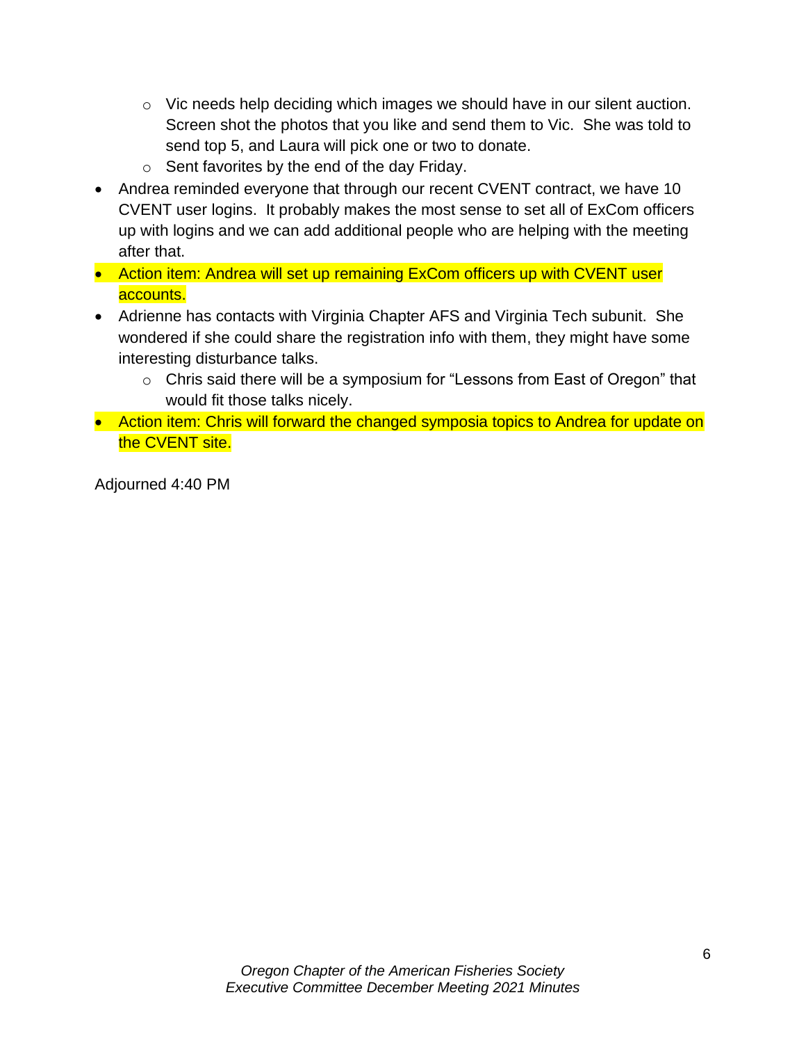- Vic needs help deciding which images we should have in our silent auction. Screen shot the photos that you like and send them to Vic. She was told to send top 5, and Laura will pick one or two to donate.
    - Sent favorites by the end of the day Friday.
- Andrea reminded everyone that through our recent CVENT contract, we have 10 CVENT user logins. It probably makes the most sense to set all of ExCom officers up with logins and we can add additional people who are helping with the meeting after that.
- Action item: Andrea will set up remaining ExCom officers up with CVENT user accounts.
- Adrienne has contacts with Virginia Chapter AFS and Virginia Tech subunit. She wondered if she could share the registration info with them, they might have some interesting disturbance talks.
    - Chris said there will be a symposium for "Lessons from East of Oregon" that would fit those talks nicely.
- Action item: Chris will forward the changed symposia topics to Andrea for update on the CVENT site.

Adjourned 4:40 PM